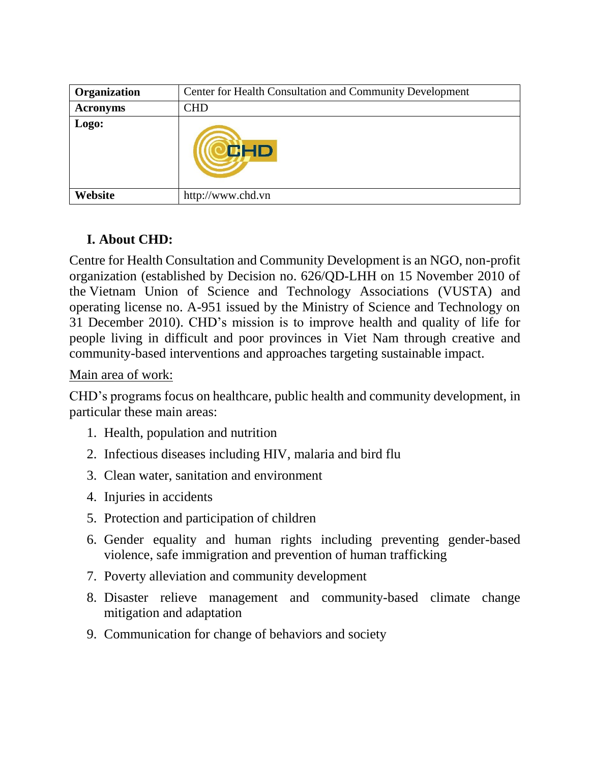| Organization | Center for Health Consultation and Community Development |
|---|---|
| Acronyms | CHD |
| Logo: | |
| Website | http://www.chd.vn |

## I. About CHD:

Centre for Health Consultation and Community Development is an NGO, non-profit organization (established by Decision no. 626/QD-LHH on 15 November 2010 of the Vietnam Union of Science and Technology Associations (VUSTA) and operating license no. A-951 issued by the Ministry of Science and Technology on 31 December 2010). CHD's mission is to improve health and quality of life for people living in difficult and poor provinces in Viet Nam through creative and community-based interventions and approaches targeting sustainable impact.

Main area of work:

CHD's programs focus on healthcare, public health and community development, in particular these main areas:

1. Health, population and nutrition
2. Infectious diseases including HIV, malaria and bird flu
3. Clean water, sanitation and environment
4. Injuries in accidents
5. Protection and participation of children
6. Gender equality and human rights including preventing gender-based violence, safe immigration and prevention of human trafficking
7. Poverty alleviation and community development
8. Disaster relieve management and community-based climate change mitigation and adaptation
9. Communication for change of behaviors and society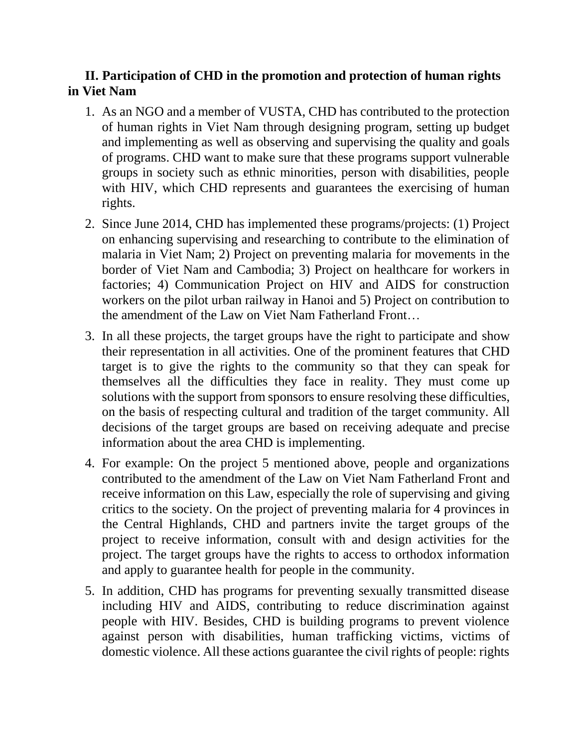## II. Participation of CHD in the promotion and protection of human rights in Viet Nam

1. As an NGO and a member of VUSTA, CHD has contributed to the protection of human rights in Viet Nam through designing program, setting up budget and implementing as well as observing and supervising the quality and goals of programs. CHD want to make sure that these programs support vulnerable groups in society such as ethnic minorities, person with disabilities, people with HIV, which CHD represents and guarantees the exercising of human rights.
2. Since June 2014, CHD has implemented these programs/projects: (1) Project on enhancing supervising and researching to contribute to the elimination of malaria in Viet Nam; 2) Project on preventing malaria for movements in the border of Viet Nam and Cambodia; 3) Project on healthcare for workers in factories; 4) Communication Project on HIV and AIDS for construction workers on the pilot urban railway in Hanoi and 5) Project on contribution to the amendment of the Law on Viet Nam Fatherland Front…
3. In all these projects, the target groups have the right to participate and show their representation in all activities. One of the prominent features that CHD target is to give the rights to the community so that they can speak for themselves all the difficulties they face in reality. They must come up solutions with the support from sponsors to ensure resolving these difficulties, on the basis of respecting cultural and tradition of the target community. All decisions of the target groups are based on receiving adequate and precise information about the area CHD is implementing.
4. For example: On the project 5 mentioned above, people and organizations contributed to the amendment of the Law on Viet Nam Fatherland Front and receive information on this Law, especially the role of supervising and giving critics to the society. On the project of preventing malaria for 4 provinces in the Central Highlands, CHD and partners invite the target groups of the project to receive information, consult with and design activities for the project. The target groups have the rights to access to orthodox information and apply to guarantee health for people in the community.
5. In addition, CHD has programs for preventing sexually transmitted disease including HIV and AIDS, contributing to reduce discrimination against people with HIV. Besides, CHD is building programs to prevent violence against person with disabilities, human trafficking victims, victims of domestic violence. All these actions guarantee the civil rights of people: rights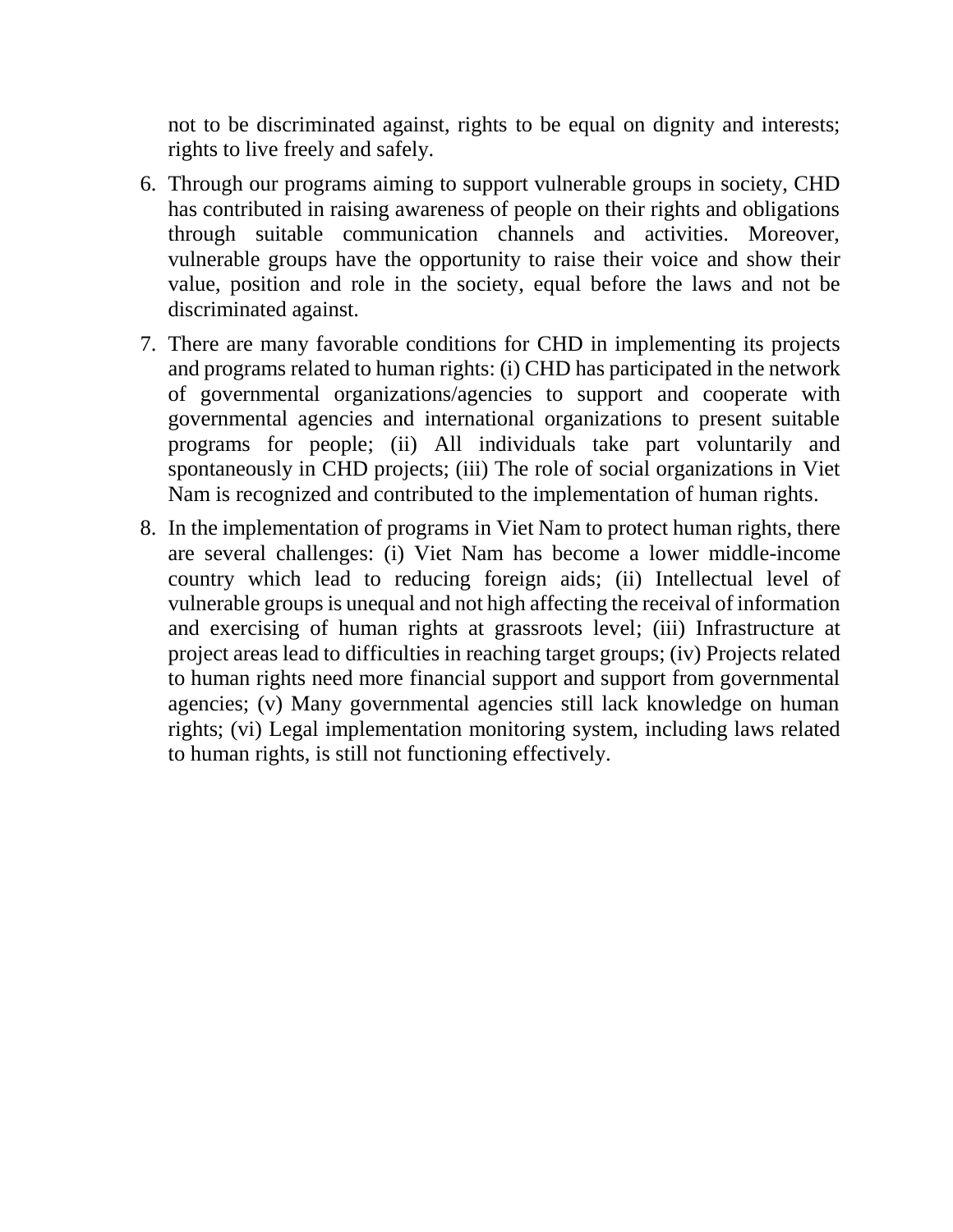not to be discriminated against, rights to be equal on dignity and interests; rights to live freely and safely.

6. Through our programs aiming to support vulnerable groups in society, CHD has contributed in raising awareness of people on their rights and obligations through suitable communication channels and activities. Moreover, vulnerable groups have the opportunity to raise their voice and show their value, position and role in the society, equal before the laws and not be discriminated against.
7. There are many favorable conditions for CHD in implementing its projects and programs related to human rights: (i) CHD has participated in the network of governmental organizations/agencies to support and cooperate with governmental agencies and international organizations to present suitable programs for people; (ii) All individuals take part voluntarily and spontaneously in CHD projects; (iii) The role of social organizations in Viet Nam is recognized and contributed to the implementation of human rights.
8. In the implementation of programs in Viet Nam to protect human rights, there are several challenges: (i) Viet Nam has become a lower middle-income country which lead to reducing foreign aids; (ii) Intellectual level of vulnerable groups is unequal and not high affecting the receival of information and exercising of human rights at grassroots level; (iii) Infrastructure at project areas lead to difficulties in reaching target groups; (iv) Projects related to human rights need more financial support and support from governmental agencies; (v) Many governmental agencies still lack knowledge on human rights; (vi) Legal implementation monitoring system, including laws related to human rights, is still not functioning effectively.